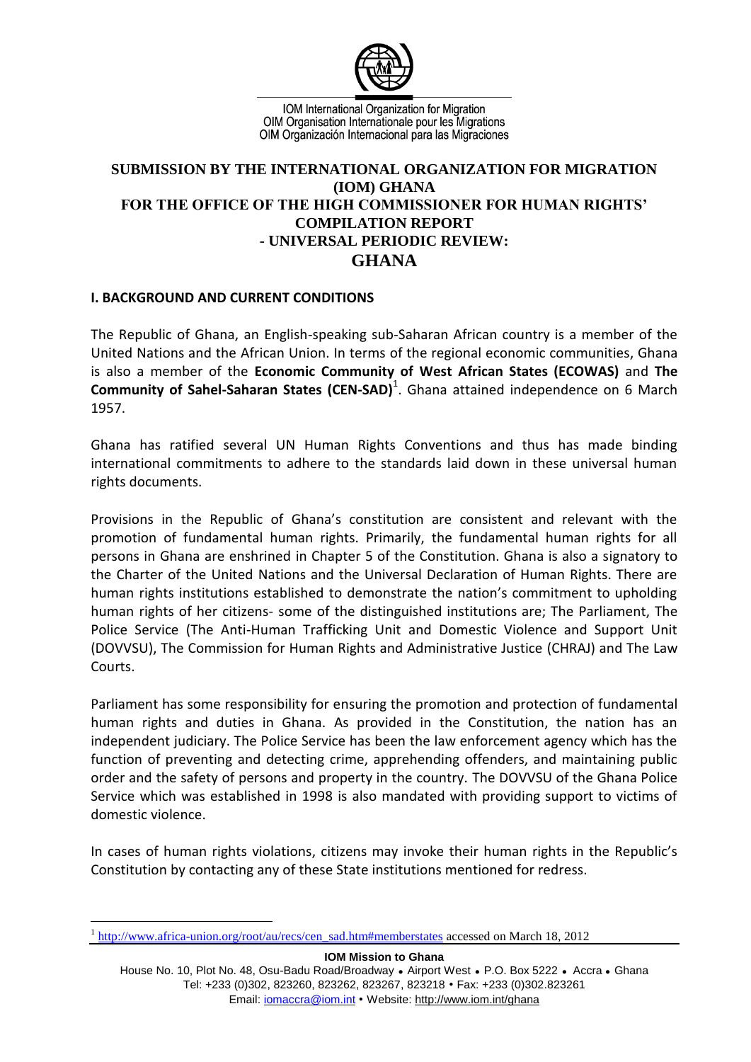IOM International Organization for Migration
OIM Organisation Internationale pour les Migrations
OIM Organización Internacional para las Migraciones

# SUBMISSION BY THE INTERNATIONAL ORGANIZATION FOR MIGRATION (IOM) GHANA FOR THE OFFICE OF THE HIGH COMMISSIONER FOR HUMAN RIGHTS' COMPILATION REPORT - UNIVERSAL PERIODIC REVIEW: GHANA

## I. BACKGROUND AND CURRENT CONDITIONS

The Republic of Ghana, an English-speaking sub-Saharan African country is a member of the United Nations and the African Union. In terms of the regional economic communities, Ghana is also a member of the **Economic Community of West African States (ECOWAS)** and **The Community of Sahel-Saharan States (CEN-SAD)**[1]. Ghana attained independence on 6 March 1957.

Ghana has ratified several UN Human Rights Conventions and thus has made binding international commitments to adhere to the standards laid down in these universal human rights documents.

Provisions in the Republic of Ghana's constitution are consistent and relevant with the promotion of fundamental human rights. Primarily, the fundamental human rights for all persons in Ghana are enshrined in Chapter 5 of the Constitution. Ghana is also a signatory to the Charter of the United Nations and the Universal Declaration of Human Rights. There are human rights institutions established to demonstrate the nation's commitment to upholding human rights of her citizens- some of the distinguished institutions are; The Parliament, The Police Service (The Anti-Human Trafficking Unit and Domestic Violence and Support Unit (DOVVSU), The Commission for Human Rights and Administrative Justice (CHRAJ) and The Law Courts.

Parliament has some responsibility for ensuring the promotion and protection of fundamental human rights and duties in Ghana. As provided in the Constitution, the nation has an independent judiciary. The Police Service has been the law enforcement agency which has the function of preventing and detecting crime, apprehending offenders, and maintaining public order and the safety of persons and property in the country. The DOVVSU of the Ghana Police Service which was established in 1998 is also mandated with providing support to victims of domestic violence.

In cases of human rights violations, citizens may invoke their human rights in the Republic's Constitution by contacting any of these State institutions mentioned for redress.

[1] http://www.africa-union.org/root/au/recs/cen_sad.htm#memberstates accessed on March 18, 2012

**IOM Mission to Ghana**
House No. 10, Plot No. 48, Osu-Badu Road/Broadway • Airport West • P.O. Box 5222 • Accra • Ghana
Tel: +233 (0)302, 823260, 823262, 823267, 823218 • Fax: +233 (0)302.823261
Email: iomaccra@iom.int • Website: http://www.iom.int/ghana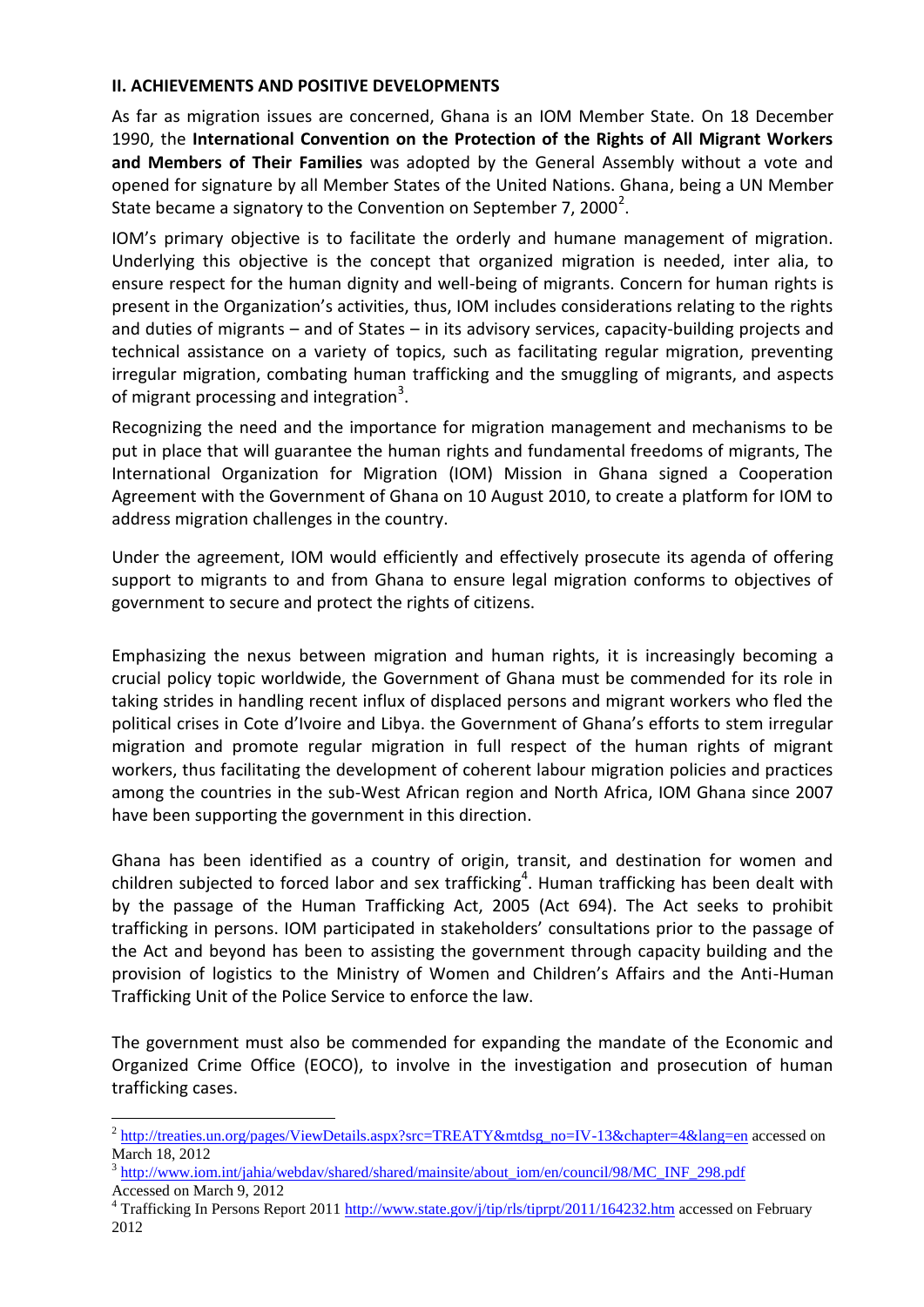## II. ACHIEVEMENTS AND POSITIVE DEVELOPMENTS

As far as migration issues are concerned, Ghana is an IOM Member State. On 18 December 1990, the **International Convention on the Protection of the Rights of All Migrant Workers and Members of Their Families** was adopted by the General Assembly without a vote and opened for signature by all Member States of the United Nations. Ghana, being a UN Member State became a signatory to the Convention on September 7, 2000[2].

IOM's primary objective is to facilitate the orderly and humane management of migration. Underlying this objective is the concept that organized migration is needed, inter alia, to ensure respect for the human dignity and well-being of migrants. Concern for human rights is present in the Organization's activities, thus, IOM includes considerations relating to the rights and duties of migrants – and of States – in its advisory services, capacity-building projects and technical assistance on a variety of topics, such as facilitating regular migration, preventing irregular migration, combating human trafficking and the smuggling of migrants, and aspects of migrant processing and integration[3].

Recognizing the need and the importance for migration management and mechanisms to be put in place that will guarantee the human rights and fundamental freedoms of migrants, The International Organization for Migration (IOM) Mission in Ghana signed a Cooperation Agreement with the Government of Ghana on 10 August 2010, to create a platform for IOM to address migration challenges in the country.

Under the agreement, IOM would efficiently and effectively prosecute its agenda of offering support to migrants to and from Ghana to ensure legal migration conforms to objectives of government to secure and protect the rights of citizens.

Emphasizing the nexus between migration and human rights, it is increasingly becoming a crucial policy topic worldwide, the Government of Ghana must be commended for its role in taking strides in handling recent influx of displaced persons and migrant workers who fled the political crises in Cote d'Ivoire and Libya. the Government of Ghana's efforts to stem irregular migration and promote regular migration in full respect of the human rights of migrant workers, thus facilitating the development of coherent labour migration policies and practices among the countries in the sub-West African region and North Africa, IOM Ghana since 2007 have been supporting the government in this direction.

Ghana has been identified as a country of origin, transit, and destination for women and children subjected to forced labor and sex trafficking[4]. Human trafficking has been dealt with by the passage of the Human Trafficking Act, 2005 (Act 694). The Act seeks to prohibit trafficking in persons. IOM participated in stakeholders' consultations prior to the passage of the Act and beyond has been to assisting the government through capacity building and the provision of logistics to the Ministry of Women and Children's Affairs and the Anti-Human Trafficking Unit of the Police Service to enforce the law.

The government must also be commended for expanding the mandate of the Economic and Organized Crime Office (EOCO), to involve in the investigation and prosecution of human trafficking cases.

---

[2] http://treaties.un.org/pages/ViewDetails.aspx?src=TREATY&mtdsg_no=IV-13&chapter=4&lang=en accessed on March 18, 2012

[3] http://www.iom.int/jahia/webdav/shared/shared/mainsite/about_iom/en/council/98/MC_INF_298.pdf Accessed on March 9, 2012

[4] Trafficking In Persons Report 2011 http://www.state.gov/j/tip/rls/tiprpt/2011/164232.htm accessed on February 2012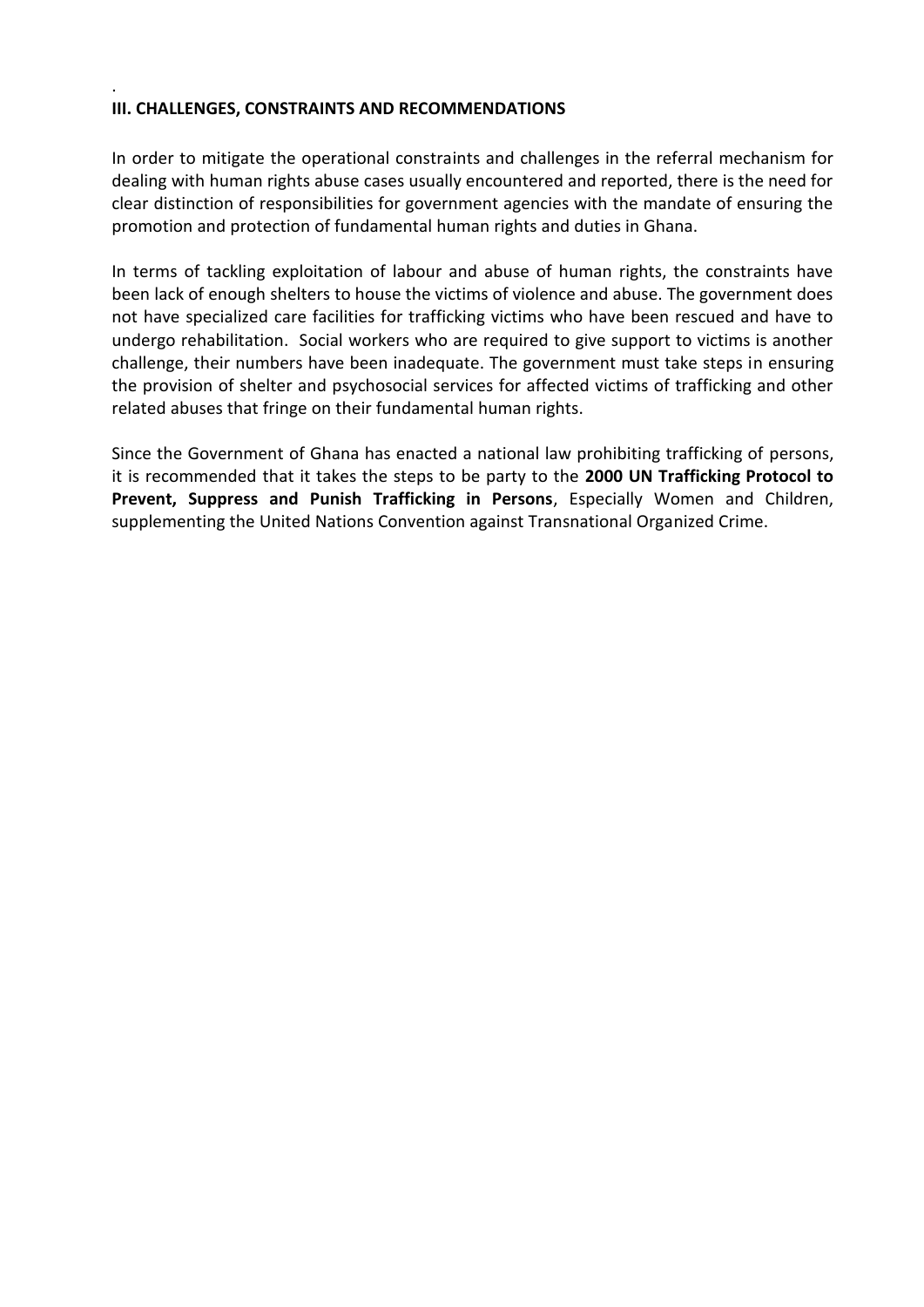.

## III. CHALLENGES, CONSTRAINTS AND RECOMMENDATIONS

In order to mitigate the operational constraints and challenges in the referral mechanism for dealing with human rights abuse cases usually encountered and reported, there is the need for clear distinction of responsibilities for government agencies with the mandate of ensuring the promotion and protection of fundamental human rights and duties in Ghana.

In terms of tackling exploitation of labour and abuse of human rights, the constraints have been lack of enough shelters to house the victims of violence and abuse. The government does not have specialized care facilities for trafficking victims who have been rescued and have to undergo rehabilitation. Social workers who are required to give support to victims is another challenge, their numbers have been inadequate. The government must take steps in ensuring the provision of shelter and psychosocial services for affected victims of trafficking and other related abuses that fringe on their fundamental human rights.

Since the Government of Ghana has enacted a national law prohibiting trafficking of persons, it is recommended that it takes the steps to be party to the **2000 UN Trafficking Protocol to Prevent, Suppress and Punish Trafficking in Persons**, Especially Women and Children, supplementing the United Nations Convention against Transnational Organized Crime.